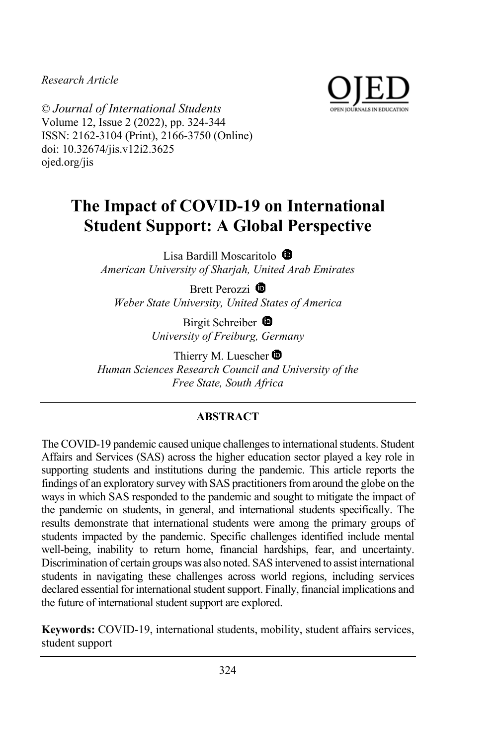*Research Article*

© *Journal of International Students*
Volume 12, Issue 2 (2022), pp. 324-344
ISSN: 2162-3104 (Print), 2166-3750 (Online)
doi: 10.32674/jis.v12i2.3625
ojed.org/jis

# The Impact of COVID-19 on International Student Support: A Global Perspective

Lisa Bardill Moscaritolo
*American University of Sharjah, United Arab Emirates*

Brett Perozzi
*Weber State University, United States of America*

Birgit Schreiber
*University of Freiburg, Germany*

Thierry M. Luescher
*Human Sciences Research Council and University of the Free State, South Africa*

## ABSTRACT

The COVID-19 pandemic caused unique challenges to international students. Student Affairs and Services (SAS) across the higher education sector played a key role in supporting students and institutions during the pandemic. This article reports the findings of an exploratory survey with SAS practitioners from around the globe on the ways in which SAS responded to the pandemic and sought to mitigate the impact of the pandemic on students, in general, and international students specifically. The results demonstrate that international students were among the primary groups of students impacted by the pandemic. Specific challenges identified include mental well-being, inability to return home, financial hardships, fear, and uncertainty. Discrimination of certain groups was also noted. SAS intervened to assist international students in navigating these challenges across world regions, including services declared essential for international student support. Finally, financial implications and the future of international student support are explored.

**Keywords:** COVID-19, international students, mobility, student affairs services, student support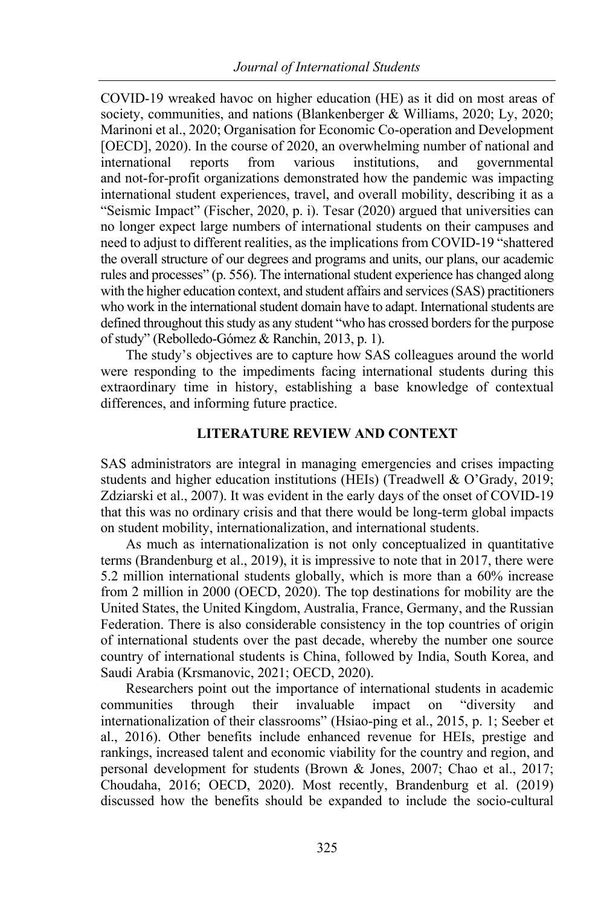COVID-19 wreaked havoc on higher education (HE) as it did on most areas of society, communities, and nations (Blankenberger & Williams, 2020; Ly, 2020; Marinoni et al., 2020; Organisation for Economic Co-operation and Development [OECD], 2020). In the course of 2020, an overwhelming number of national and international reports from various institutions, and governmental and not-for-profit organizations demonstrated how the pandemic was impacting international student experiences, travel, and overall mobility, describing it as a "Seismic Impact" (Fischer, 2020, p. i). Tesar (2020) argued that universities can no longer expect large numbers of international students on their campuses and need to adjust to different realities, as the implications from COVID-19 "shattered the overall structure of our degrees and programs and units, our plans, our academic rules and processes" (p. 556). The international student experience has changed along with the higher education context, and student affairs and services (SAS) practitioners who work in the international student domain have to adapt. International students are defined throughout this study as any student "who has crossed borders for the purpose of study" (Rebolledo-Gómez & Ranchin, 2013, p. 1).

The study's objectives are to capture how SAS colleagues around the world were responding to the impediments facing international students during this extraordinary time in history, establishing a base knowledge of contextual differences, and informing future practice.

## LITERATURE REVIEW AND CONTEXT

SAS administrators are integral in managing emergencies and crises impacting students and higher education institutions (HEIs) (Treadwell & O'Grady, 2019; Zdziarski et al., 2007). It was evident in the early days of the onset of COVID-19 that this was no ordinary crisis and that there would be long-term global impacts on student mobility, internationalization, and international students.

As much as internationalization is not only conceptualized in quantitative terms (Brandenburg et al., 2019), it is impressive to note that in 2017, there were 5.2 million international students globally, which is more than a 60% increase from 2 million in 2000 (OECD, 2020). The top destinations for mobility are the United States, the United Kingdom, Australia, France, Germany, and the Russian Federation. There is also considerable consistency in the top countries of origin of international students over the past decade, whereby the number one source country of international students is China, followed by India, South Korea, and Saudi Arabia (Krsmanovic, 2021; OECD, 2020).

Researchers point out the importance of international students in academic communities through their invaluable impact on "diversity and internationalization of their classrooms" (Hsiao-ping et al., 2015, p. 1; Seeber et al., 2016). Other benefits include enhanced revenue for HEIs, prestige and rankings, increased talent and economic viability for the country and region, and personal development for students (Brown & Jones, 2007; Chao et al., 2017; Choudaha, 2016; OECD, 2020). Most recently, Brandenburg et al. (2019) discussed how the benefits should be expanded to include the socio-cultural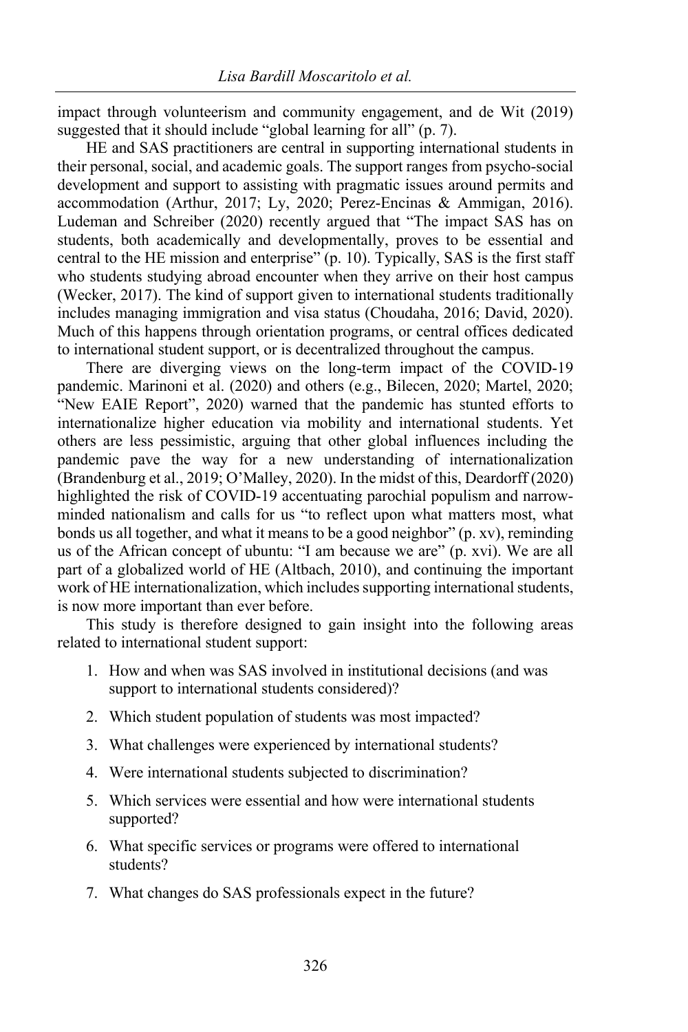impact through volunteerism and community engagement, and de Wit (2019) suggested that it should include "global learning for all" (p. 7).

HE and SAS practitioners are central in supporting international students in their personal, social, and academic goals. The support ranges from psycho-social development and support to assisting with pragmatic issues around permits and accommodation (Arthur, 2017; Ly, 2020; Perez-Encinas & Ammigan, 2016). Ludeman and Schreiber (2020) recently argued that "The impact SAS has on students, both academically and developmentally, proves to be essential and central to the HE mission and enterprise" (p. 10). Typically, SAS is the first staff who students studying abroad encounter when they arrive on their host campus (Wecker, 2017). The kind of support given to international students traditionally includes managing immigration and visa status (Choudaha, 2016; David, 2020). Much of this happens through orientation programs, or central offices dedicated to international student support, or is decentralized throughout the campus.

There are diverging views on the long-term impact of the COVID-19 pandemic. Marinoni et al. (2020) and others (e.g., Bilecen, 2020; Martel, 2020; "New EAIE Report", 2020) warned that the pandemic has stunted efforts to internationalize higher education via mobility and international students. Yet others are less pessimistic, arguing that other global influences including the pandemic pave the way for a new understanding of internationalization (Brandenburg et al., 2019; O'Malley, 2020). In the midst of this, Deardorff (2020) highlighted the risk of COVID-19 accentuating parochial populism and narrow-minded nationalism and calls for us "to reflect upon what matters most, what bonds us all together, and what it means to be a good neighbor" (p. xv), reminding us of the African concept of ubuntu: "I am because we are" (p. xvi). We are all part of a globalized world of HE (Altbach, 2010), and continuing the important work of HE internationalization, which includes supporting international students, is now more important than ever before.

This study is therefore designed to gain insight into the following areas related to international student support:

1. How and when was SAS involved in institutional decisions (and was support to international students considered)?
2. Which student population of students was most impacted?
3. What challenges were experienced by international students?
4. Were international students subjected to discrimination?
5. Which services were essential and how were international students supported?
6. What specific services or programs were offered to international students?
7. What changes do SAS professionals expect in the future?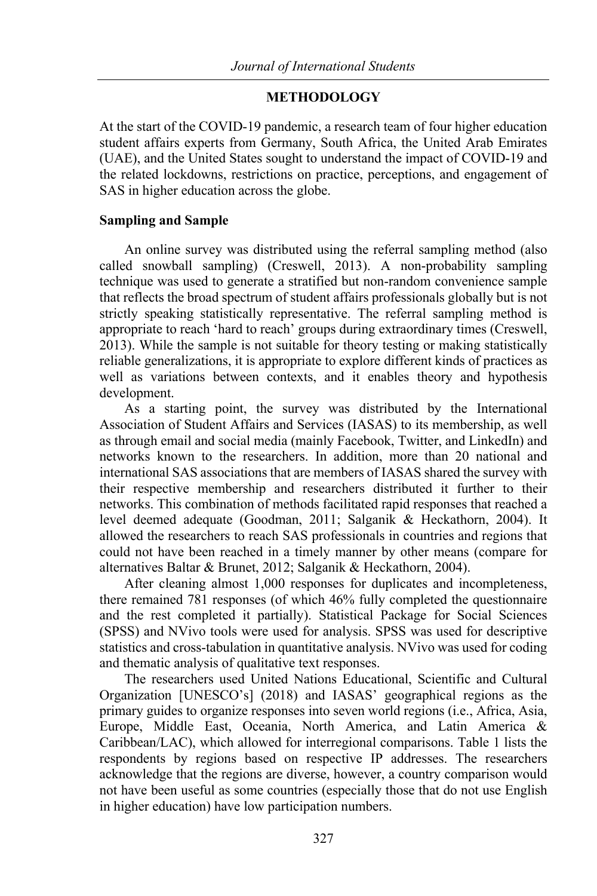## METHODOLOGY

At the start of the COVID-19 pandemic, a research team of four higher education student affairs experts from Germany, South Africa, the United Arab Emirates (UAE), and the United States sought to understand the impact of COVID-19 and the related lockdowns, restrictions on practice, perceptions, and engagement of SAS in higher education across the globe.

### Sampling and Sample

An online survey was distributed using the referral sampling method (also called snowball sampling) (Creswell, 2013). A non-probability sampling technique was used to generate a stratified but non-random convenience sample that reflects the broad spectrum of student affairs professionals globally but is not strictly speaking statistically representative. The referral sampling method is appropriate to reach 'hard to reach' groups during extraordinary times (Creswell, 2013). While the sample is not suitable for theory testing or making statistically reliable generalizations, it is appropriate to explore different kinds of practices as well as variations between contexts, and it enables theory and hypothesis development.

As a starting point, the survey was distributed by the International Association of Student Affairs and Services (IASAS) to its membership, as well as through email and social media (mainly Facebook, Twitter, and LinkedIn) and networks known to the researchers. In addition, more than 20 national and international SAS associations that are members of IASAS shared the survey with their respective membership and researchers distributed it further to their networks. This combination of methods facilitated rapid responses that reached a level deemed adequate (Goodman, 2011; Salganik & Heckathorn, 2004). It allowed the researchers to reach SAS professionals in countries and regions that could not have been reached in a timely manner by other means (compare for alternatives Baltar & Brunet, 2012; Salganik & Heckathorn, 2004).

After cleaning almost 1,000 responses for duplicates and incompleteness, there remained 781 responses (of which 46% fully completed the questionnaire and the rest completed it partially). Statistical Package for Social Sciences (SPSS) and NVivo tools were used for analysis. SPSS was used for descriptive statistics and cross-tabulation in quantitative analysis. NVivo was used for coding and thematic analysis of qualitative text responses.

The researchers used United Nations Educational, Scientific and Cultural Organization [UNESCO's] (2018) and IASAS' geographical regions as the primary guides to organize responses into seven world regions (i.e., Africa, Asia, Europe, Middle East, Oceania, North America, and Latin America & Caribbean/LAC), which allowed for interregional comparisons. Table 1 lists the respondents by regions based on respective IP addresses. The researchers acknowledge that the regions are diverse, however, a country comparison would not have been useful as some countries (especially those that do not use English in higher education) have low participation numbers.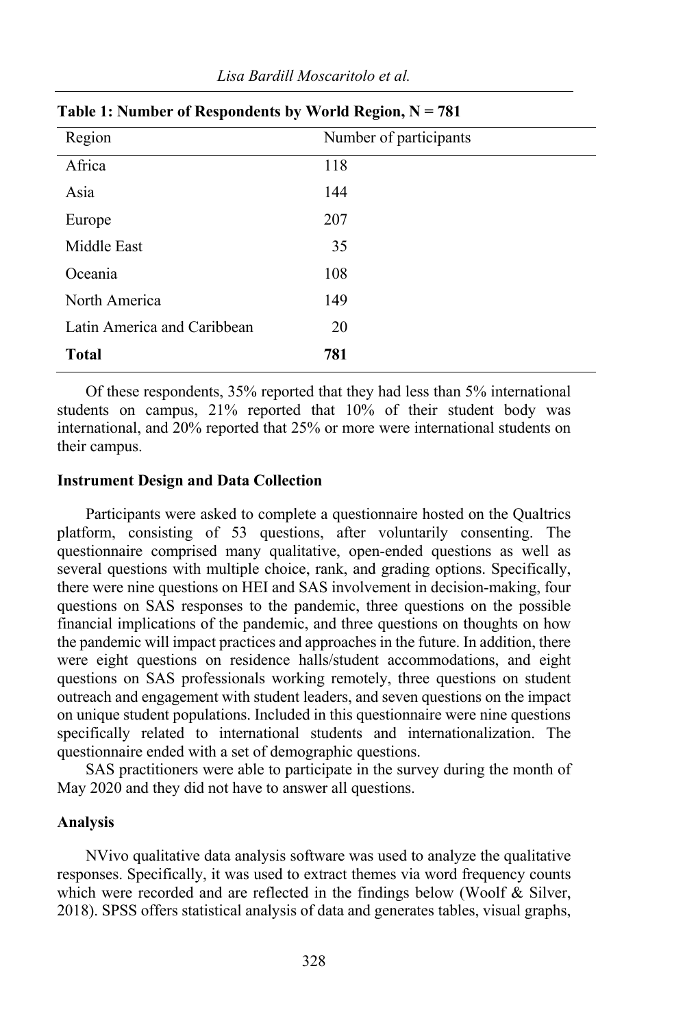**Table 1: Number of Respondents by World Region, N = 781**

| Region | Number of participants |
|---|---|
| Africa | 118 |
| Asia | 144 |
| Europe | 207 |
| Middle East | 35 |
| Oceania | 108 |
| North America | 149 |
| Latin America and Caribbean | 20 |
| **Total** | **781** |

Of these respondents, 35% reported that they had less than 5% international students on campus, 21% reported that 10% of their student body was international, and 20% reported that 25% or more were international students on their campus.

### Instrument Design and Data Collection

Participants were asked to complete a questionnaire hosted on the Qualtrics platform, consisting of 53 questions, after voluntarily consenting. The questionnaire comprised many qualitative, open-ended questions as well as several questions with multiple choice, rank, and grading options. Specifically, there were nine questions on HEI and SAS involvement in decision-making, four questions on SAS responses to the pandemic, three questions on the possible financial implications of the pandemic, and three questions on thoughts on how the pandemic will impact practices and approaches in the future. In addition, there were eight questions on residence halls/student accommodations, and eight questions on SAS professionals working remotely, three questions on student outreach and engagement with student leaders, and seven questions on the impact on unique student populations. Included in this questionnaire were nine questions specifically related to international students and internationalization. The questionnaire ended with a set of demographic questions.

SAS practitioners were able to participate in the survey during the month of May 2020 and they did not have to answer all questions.

### Analysis

NVivo qualitative data analysis software was used to analyze the qualitative responses. Specifically, it was used to extract themes via word frequency counts which were recorded and are reflected in the findings below (Woolf & Silver, 2018). SPSS offers statistical analysis of data and generates tables, visual graphs,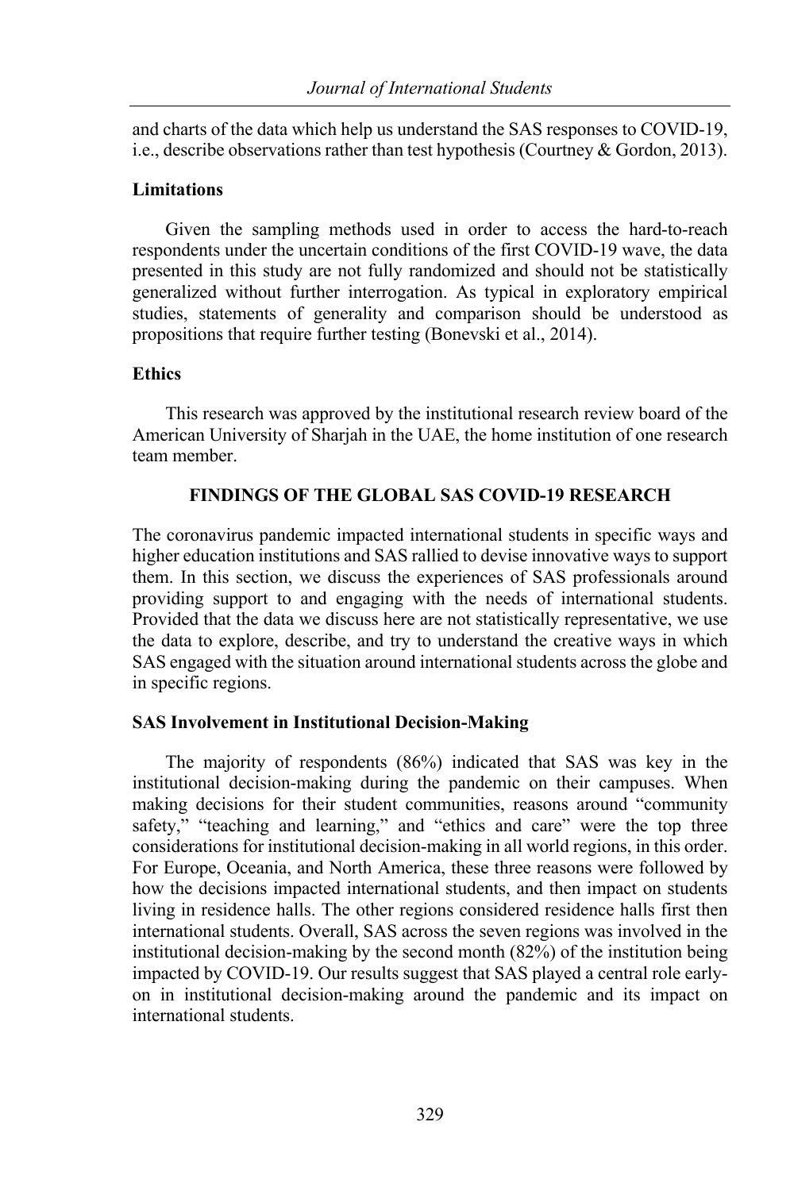and charts of the data which help us understand the SAS responses to COVID-19, i.e., describe observations rather than test hypothesis (Courtney & Gordon, 2013).

### Limitations

Given the sampling methods used in order to access the hard-to-reach respondents under the uncertain conditions of the first COVID-19 wave, the data presented in this study are not fully randomized and should not be statistically generalized without further interrogation. As typical in exploratory empirical studies, statements of generality and comparison should be understood as propositions that require further testing (Bonevski et al., 2014).

### Ethics

This research was approved by the institutional research review board of the American University of Sharjah in the UAE, the home institution of one research team member.

## FINDINGS OF THE GLOBAL SAS COVID-19 RESEARCH

The coronavirus pandemic impacted international students in specific ways and higher education institutions and SAS rallied to devise innovative ways to support them. In this section, we discuss the experiences of SAS professionals around providing support to and engaging with the needs of international students. Provided that the data we discuss here are not statistically representative, we use the data to explore, describe, and try to understand the creative ways in which SAS engaged with the situation around international students across the globe and in specific regions.

### SAS Involvement in Institutional Decision-Making

The majority of respondents (86%) indicated that SAS was key in the institutional decision-making during the pandemic on their campuses. When making decisions for their student communities, reasons around "community safety," "teaching and learning," and "ethics and care" were the top three considerations for institutional decision-making in all world regions, in this order. For Europe, Oceania, and North America, these three reasons were followed by how the decisions impacted international students, and then impact on students living in residence halls. The other regions considered residence halls first then international students. Overall, SAS across the seven regions was involved in the institutional decision-making by the second month (82%) of the institution being impacted by COVID-19. Our results suggest that SAS played a central role early-on in institutional decision-making around the pandemic and its impact on international students.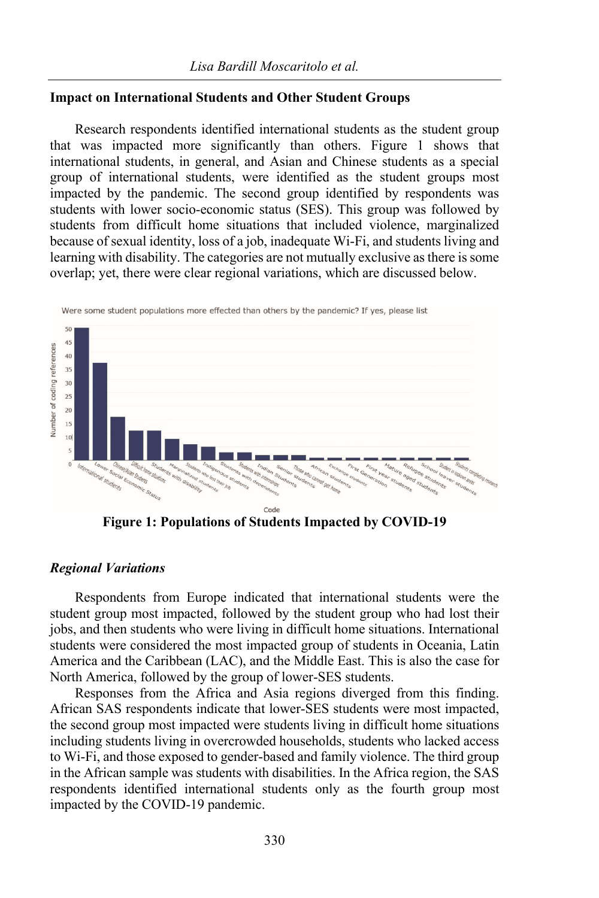## Impact on International Students and Other Student Groups

Research respondents identified international students as the student group that was impacted more significantly than others. Figure 1 shows that international students, in general, and Asian and Chinese students as a special group of international students, were identified as the student groups most impacted by the pandemic. The second group identified by respondents was students with lower socio-economic status (SES). This group was followed by students from difficult home situations that included violence, marginalized because of sexual identity, loss of a job, inadequate Wi-Fi, and students living and learning with disability. The categories are not mutually exclusive as there is some overlap; yet, there were clear regional variations, which are discussed below.

**Figure 1: Populations of Students Impacted by COVID-19**

### *Regional Variations*

Respondents from Europe indicated that international students were the student group most impacted, followed by the student group who had lost their jobs, and then students who were living in difficult home situations. International students were considered the most impacted group of students in Oceania, Latin America and the Caribbean (LAC), and the Middle East. This is also the case for North America, followed by the group of lower-SES students.

Responses from the Africa and Asia regions diverged from this finding. African SAS respondents indicate that lower-SES students were most impacted, the second group most impacted were students living in difficult home situations including students living in overcrowded households, students who lacked access to Wi-Fi, and those exposed to gender-based and family violence. The third group in the African sample was students with disabilities. In the Africa region, the SAS respondents identified international students only as the fourth group most impacted by the COVID-19 pandemic.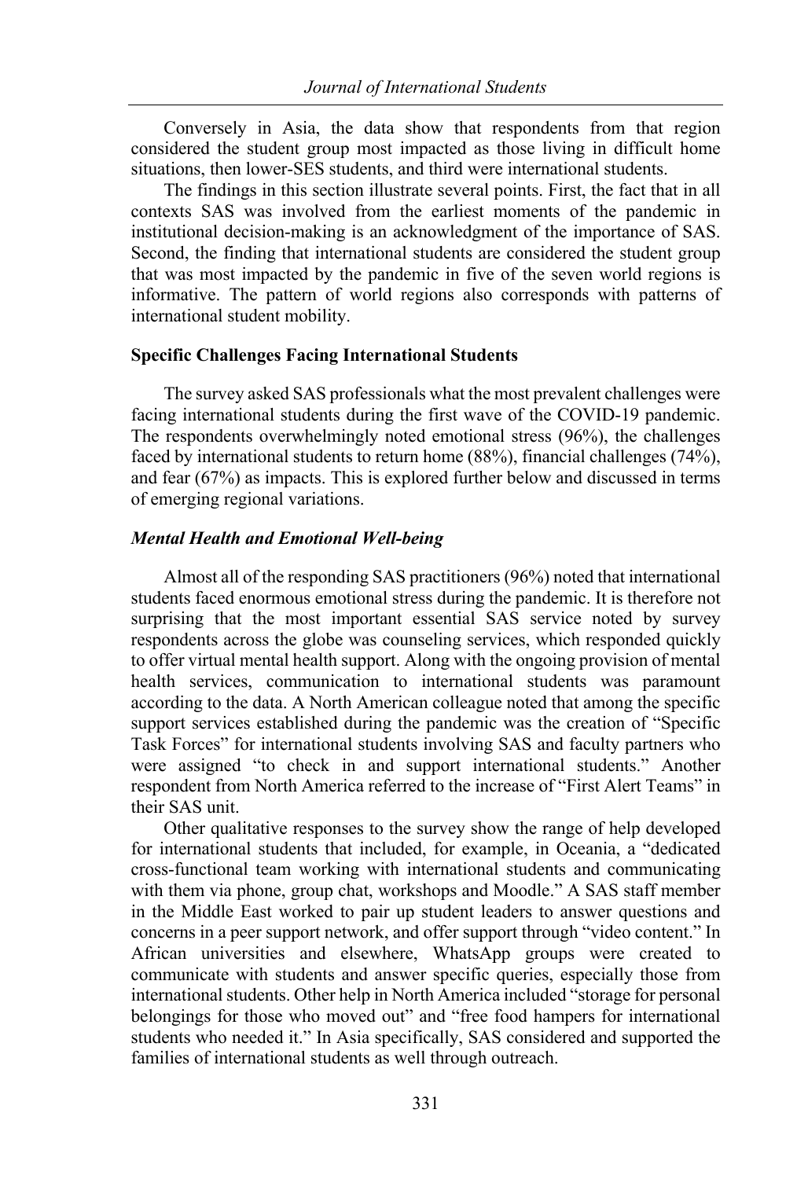Conversely in Asia, the data show that respondents from that region considered the student group most impacted as those living in difficult home situations, then lower-SES students, and third were international students.

The findings in this section illustrate several points. First, the fact that in all contexts SAS was involved from the earliest moments of the pandemic in institutional decision-making is an acknowledgment of the importance of SAS. Second, the finding that international students are considered the student group that was most impacted by the pandemic in five of the seven world regions is informative. The pattern of world regions also corresponds with patterns of international student mobility.

### Specific Challenges Facing International Students

The survey asked SAS professionals what the most prevalent challenges were facing international students during the first wave of the COVID-19 pandemic. The respondents overwhelmingly noted emotional stress (96%), the challenges faced by international students to return home (88%), financial challenges (74%), and fear (67%) as impacts. This is explored further below and discussed in terms of emerging regional variations.

#### *Mental Health and Emotional Well-being*

Almost all of the responding SAS practitioners (96%) noted that international students faced enormous emotional stress during the pandemic. It is therefore not surprising that the most important essential SAS service noted by survey respondents across the globe was counseling services, which responded quickly to offer virtual mental health support. Along with the ongoing provision of mental health services, communication to international students was paramount according to the data. A North American colleague noted that among the specific support services established during the pandemic was the creation of "Specific Task Forces" for international students involving SAS and faculty partners who were assigned "to check in and support international students." Another respondent from North America referred to the increase of "First Alert Teams" in their SAS unit.

Other qualitative responses to the survey show the range of help developed for international students that included, for example, in Oceania, a "dedicated cross-functional team working with international students and communicating with them via phone, group chat, workshops and Moodle." A SAS staff member in the Middle East worked to pair up student leaders to answer questions and concerns in a peer support network, and offer support through "video content." In African universities and elsewhere, WhatsApp groups were created to communicate with students and answer specific queries, especially those from international students. Other help in North America included "storage for personal belongings for those who moved out" and "free food hampers for international students who needed it." In Asia specifically, SAS considered and supported the families of international students as well through outreach.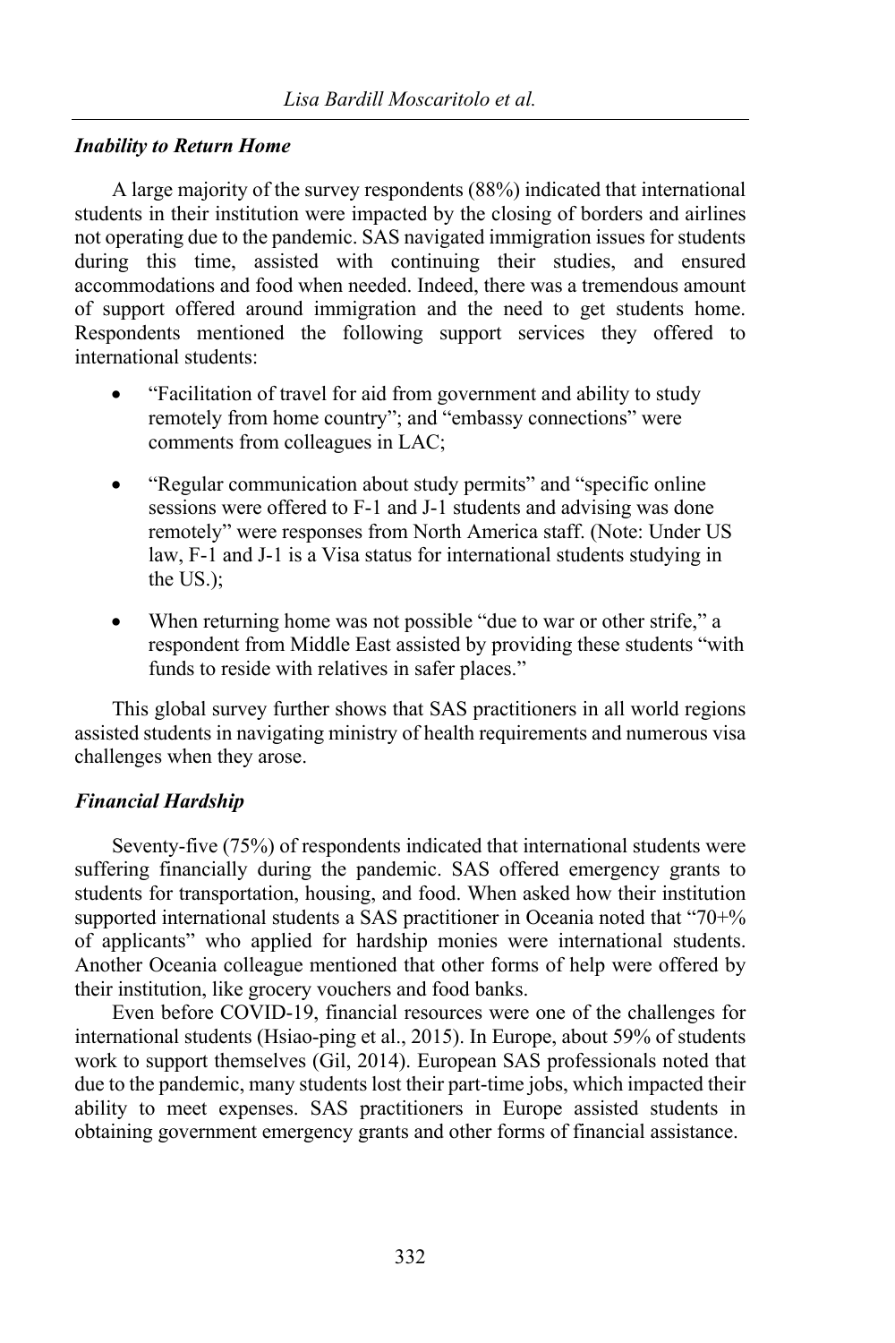### *Inability to Return Home*

A large majority of the survey respondents (88%) indicated that international students in their institution were impacted by the closing of borders and airlines not operating due to the pandemic. SAS navigated immigration issues for students during this time, assisted with continuing their studies, and ensured accommodations and food when needed. Indeed, there was a tremendous amount of support offered around immigration and the need to get students home. Respondents mentioned the following support services they offered to international students:

- "Facilitation of travel for aid from government and ability to study remotely from home country"; and "embassy connections" were comments from colleagues in LAC;
- "Regular communication about study permits" and "specific online sessions were offered to F-1 and J-1 students and advising was done remotely" were responses from North America staff. (Note: Under US law, F-1 and J-1 is a Visa status for international students studying in the US.);
- When returning home was not possible "due to war or other strife," a respondent from Middle East assisted by providing these students "with funds to reside with relatives in safer places."

This global survey further shows that SAS practitioners in all world regions assisted students in navigating ministry of health requirements and numerous visa challenges when they arose.

### *Financial Hardship*

Seventy-five (75%) of respondents indicated that international students were suffering financially during the pandemic. SAS offered emergency grants to students for transportation, housing, and food. When asked how their institution supported international students a SAS practitioner in Oceania noted that "70+% of applicants" who applied for hardship monies were international students. Another Oceania colleague mentioned that other forms of help were offered by their institution, like grocery vouchers and food banks.

Even before COVID-19, financial resources were one of the challenges for international students (Hsiao-ping et al., 2015). In Europe, about 59% of students work to support themselves (Gil, 2014). European SAS professionals noted that due to the pandemic, many students lost their part-time jobs, which impacted their ability to meet expenses. SAS practitioners in Europe assisted students in obtaining government emergency grants and other forms of financial assistance.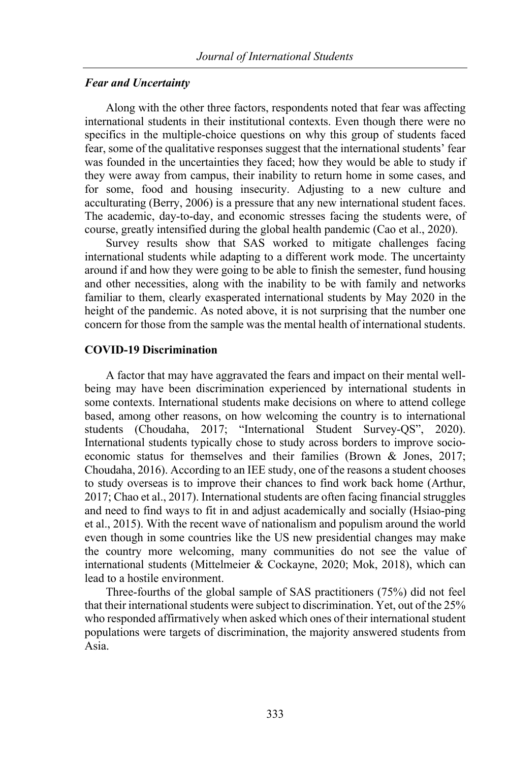### *Fear and Uncertainty*

Along with the other three factors, respondents noted that fear was affecting international students in their institutional contexts. Even though there were no specifics in the multiple-choice questions on why this group of students faced fear, some of the qualitative responses suggest that the international students' fear was founded in the uncertainties they faced; how they would be able to study if they were away from campus, their inability to return home in some cases, and for some, food and housing insecurity. Adjusting to a new culture and acculturating (Berry, 2006) is a pressure that any new international student faces. The academic, day-to-day, and economic stresses facing the students were, of course, greatly intensified during the global health pandemic (Cao et al., 2020).

Survey results show that SAS worked to mitigate challenges facing international students while adapting to a different work mode. The uncertainty around if and how they were going to be able to finish the semester, fund housing and other necessities, along with the inability to be with family and networks familiar to them, clearly exasperated international students by May 2020 in the height of the pandemic. As noted above, it is not surprising that the number one concern for those from the sample was the mental health of international students.

## COVID-19 Discrimination

A factor that may have aggravated the fears and impact on their mental well-being may have been discrimination experienced by international students in some contexts. International students make decisions on where to attend college based, among other reasons, on how welcoming the country is to international students (Choudaha, 2017; "International Student Survey-QS", 2020). International students typically chose to study across borders to improve socio-economic status for themselves and their families (Brown & Jones, 2017; Choudaha, 2016). According to an IEE study, one of the reasons a student chooses to study overseas is to improve their chances to find work back home (Arthur, 2017; Chao et al., 2017). International students are often facing financial struggles and need to find ways to fit in and adjust academically and socially (Hsiao-ping et al., 2015). With the recent wave of nationalism and populism around the world even though in some countries like the US new presidential changes may make the country more welcoming, many communities do not see the value of international students (Mittelmeier & Cockayne, 2020; Mok, 2018), which can lead to a hostile environment.

Three-fourths of the global sample of SAS practitioners (75%) did not feel that their international students were subject to discrimination. Yet, out of the 25% who responded affirmatively when asked which ones of their international student populations were targets of discrimination, the majority answered students from Asia.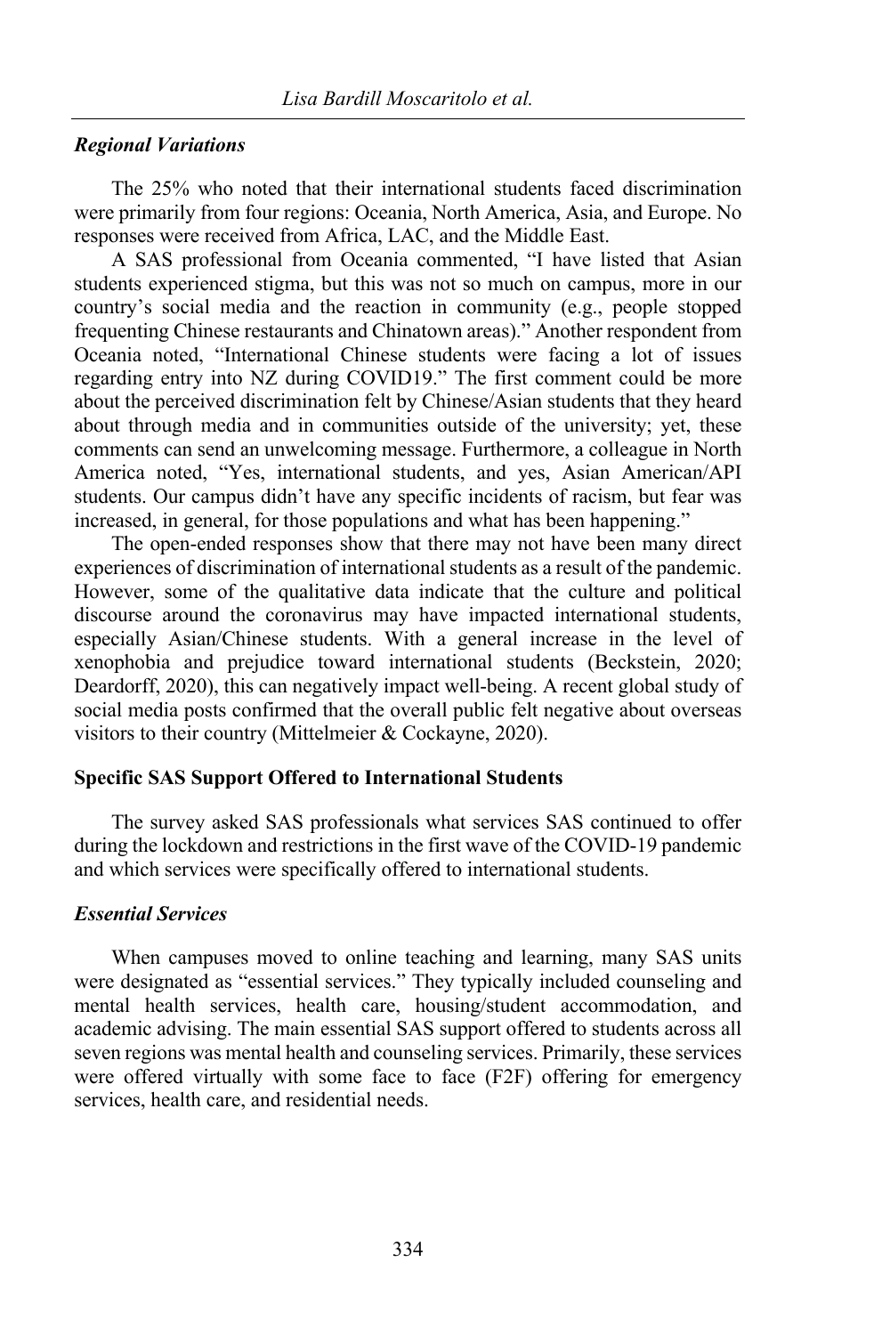### *Regional Variations*

The 25% who noted that their international students faced discrimination were primarily from four regions: Oceania, North America, Asia, and Europe. No responses were received from Africa, LAC, and the Middle East.

A SAS professional from Oceania commented, "I have listed that Asian students experienced stigma, but this was not so much on campus, more in our country's social media and the reaction in community (e.g., people stopped frequenting Chinese restaurants and Chinatown areas)." Another respondent from Oceania noted, "International Chinese students were facing a lot of issues regarding entry into NZ during COVID19." The first comment could be more about the perceived discrimination felt by Chinese/Asian students that they heard about through media and in communities outside of the university; yet, these comments can send an unwelcoming message. Furthermore, a colleague in North America noted, "Yes, international students, and yes, Asian American/API students. Our campus didn't have any specific incidents of racism, but fear was increased, in general, for those populations and what has been happening."

The open-ended responses show that there may not have been many direct experiences of discrimination of international students as a result of the pandemic. However, some of the qualitative data indicate that the culture and political discourse around the coronavirus may have impacted international students, especially Asian/Chinese students. With a general increase in the level of xenophobia and prejudice toward international students (Beckstein, 2020; Deardorff, 2020), this can negatively impact well-being. A recent global study of social media posts confirmed that the overall public felt negative about overseas visitors to their country (Mittelmeier & Cockayne, 2020).

## Specific SAS Support Offered to International Students

The survey asked SAS professionals what services SAS continued to offer during the lockdown and restrictions in the first wave of the COVID-19 pandemic and which services were specifically offered to international students.

### *Essential Services*

When campuses moved to online teaching and learning, many SAS units were designated as "essential services." They typically included counseling and mental health services, health care, housing/student accommodation, and academic advising. The main essential SAS support offered to students across all seven regions was mental health and counseling services. Primarily, these services were offered virtually with some face to face (F2F) offering for emergency services, health care, and residential needs.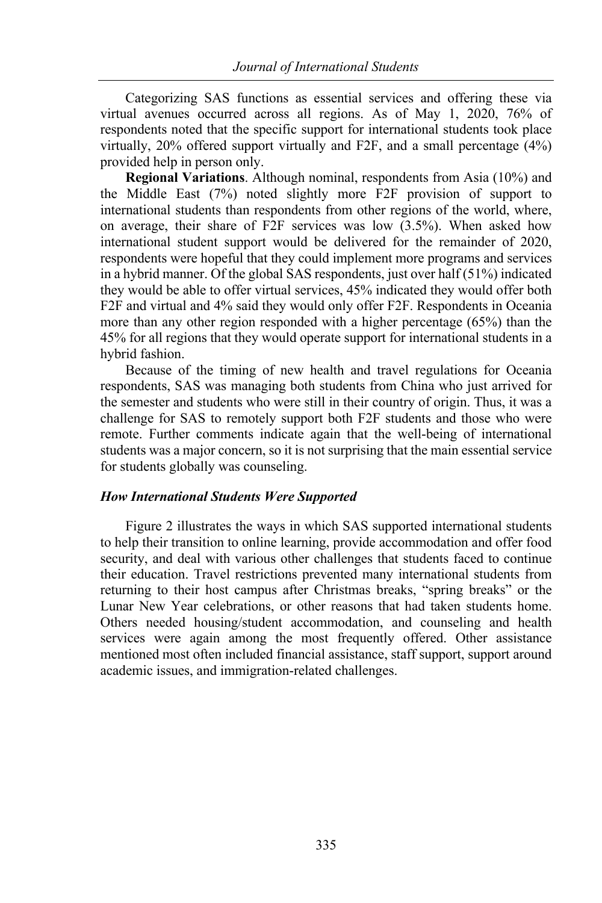Categorizing SAS functions as essential services and offering these via virtual avenues occurred across all regions. As of May 1, 2020, 76% of respondents noted that the specific support for international students took place virtually, 20% offered support virtually and F2F, and a small percentage (4%) provided help in person only.

**Regional Variations**. Although nominal, respondents from Asia (10%) and the Middle East (7%) noted slightly more F2F provision of support to international students than respondents from other regions of the world, where, on average, their share of F2F services was low (3.5%). When asked how international student support would be delivered for the remainder of 2020, respondents were hopeful that they could implement more programs and services in a hybrid manner. Of the global SAS respondents, just over half (51%) indicated they would be able to offer virtual services, 45% indicated they would offer both F2F and virtual and 4% said they would only offer F2F. Respondents in Oceania more than any other region responded with a higher percentage (65%) than the 45% for all regions that they would operate support for international students in a hybrid fashion.

Because of the timing of new health and travel regulations for Oceania respondents, SAS was managing both students from China who just arrived for the semester and students who were still in their country of origin. Thus, it was a challenge for SAS to remotely support both F2F students and those who were remote. Further comments indicate again that the well-being of international students was a major concern, so it is not surprising that the main essential service for students globally was counseling.

### *How International Students Were Supported*

Figure 2 illustrates the ways in which SAS supported international students to help their transition to online learning, provide accommodation and offer food security, and deal with various other challenges that students faced to continue their education. Travel restrictions prevented many international students from returning to their host campus after Christmas breaks, "spring breaks" or the Lunar New Year celebrations, or other reasons that had taken students home. Others needed housing/student accommodation, and counseling and health services were again among the most frequently offered. Other assistance mentioned most often included financial assistance, staff support, support around academic issues, and immigration-related challenges.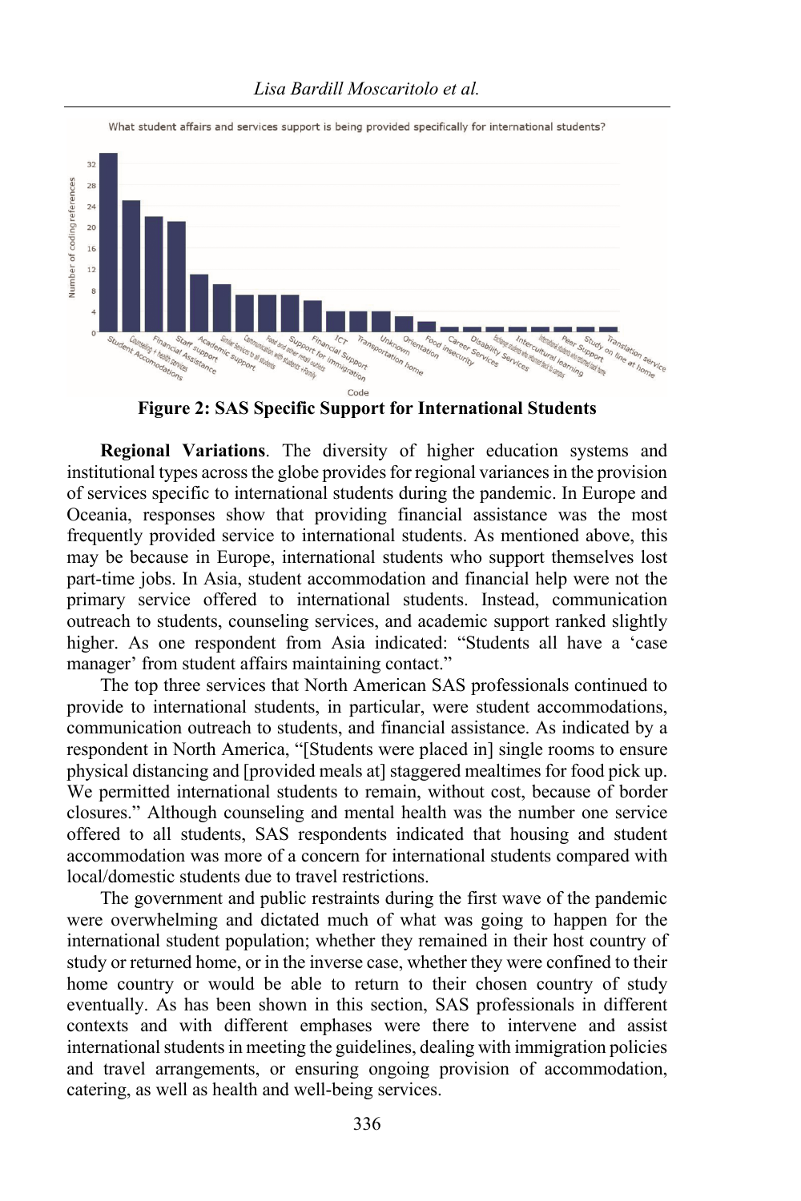**Figure 2: SAS Specific Support for International Students**

**Regional Variations**. The diversity of higher education systems and institutional types across the globe provides for regional variances in the provision of services specific to international students during the pandemic. In Europe and Oceania, responses show that providing financial assistance was the most frequently provided service to international students. As mentioned above, this may be because in Europe, international students who support themselves lost part-time jobs. In Asia, student accommodation and financial help were not the primary service offered to international students. Instead, communication outreach to students, counseling services, and academic support ranked slightly higher. As one respondent from Asia indicated: "Students all have a 'case manager' from student affairs maintaining contact."

The top three services that North American SAS professionals continued to provide to international students, in particular, were student accommodations, communication outreach to students, and financial assistance. As indicated by a respondent in North America, "[Students were placed in] single rooms to ensure physical distancing and [provided meals at] staggered mealtimes for food pick up. We permitted international students to remain, without cost, because of border closures." Although counseling and mental health was the number one service offered to all students, SAS respondents indicated that housing and student accommodation was more of a concern for international students compared with local/domestic students due to travel restrictions.

The government and public restraints during the first wave of the pandemic were overwhelming and dictated much of what was going to happen for the international student population; whether they remained in their host country of study or returned home, or in the inverse case, whether they were confined to their home country or would be able to return to their chosen country of study eventually. As has been shown in this section, SAS professionals in different contexts and with different emphases were there to intervene and assist international students in meeting the guidelines, dealing with immigration policies and travel arrangements, or ensuring ongoing provision of accommodation, catering, as well as health and well-being services.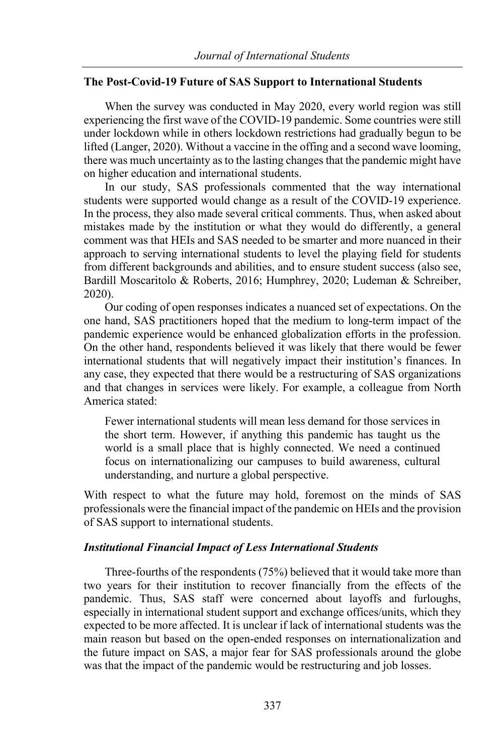## The Post-Covid-19 Future of SAS Support to International Students

When the survey was conducted in May 2020, every world region was still experiencing the first wave of the COVID-19 pandemic. Some countries were still under lockdown while in others lockdown restrictions had gradually begun to be lifted (Langer, 2020). Without a vaccine in the offing and a second wave looming, there was much uncertainty as to the lasting changes that the pandemic might have on higher education and international students.

In our study, SAS professionals commented that the way international students were supported would change as a result of the COVID-19 experience. In the process, they also made several critical comments. Thus, when asked about mistakes made by the institution or what they would do differently, a general comment was that HEIs and SAS needed to be smarter and more nuanced in their approach to serving international students to level the playing field for students from different backgrounds and abilities, and to ensure student success (also see, Bardill Moscaritolo & Roberts, 2016; Humphrey, 2020; Ludeman & Schreiber, 2020).

Our coding of open responses indicates a nuanced set of expectations. On the one hand, SAS practitioners hoped that the medium to long-term impact of the pandemic experience would be enhanced globalization efforts in the profession. On the other hand, respondents believed it was likely that there would be fewer international students that will negatively impact their institution's finances. In any case, they expected that there would be a restructuring of SAS organizations and that changes in services were likely. For example, a colleague from North America stated:

> Fewer international students will mean less demand for those services in the short term. However, if anything this pandemic has taught us the world is a small place that is highly connected. We need a continued focus on internationalizing our campuses to build awareness, cultural understanding, and nurture a global perspective.

With respect to what the future may hold, foremost on the minds of SAS professionals were the financial impact of the pandemic on HEIs and the provision of SAS support to international students.

### *Institutional Financial Impact of Less International Students*

Three-fourths of the respondents (75%) believed that it would take more than two years for their institution to recover financially from the effects of the pandemic. Thus, SAS staff were concerned about layoffs and furloughs, especially in international student support and exchange offices/units, which they expected to be more affected. It is unclear if lack of international students was the main reason but based on the open-ended responses on internationalization and the future impact on SAS, a major fear for SAS professionals around the globe was that the impact of the pandemic would be restructuring and job losses.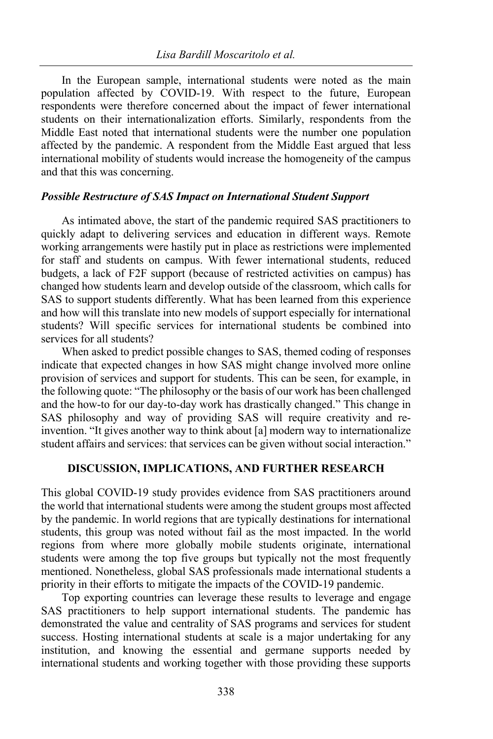In the European sample, international students were noted as the main population affected by COVID-19. With respect to the future, European respondents were therefore concerned about the impact of fewer international students on their internationalization efforts. Similarly, respondents from the Middle East noted that international students were the number one population affected by the pandemic. A respondent from the Middle East argued that less international mobility of students would increase the homogeneity of the campus and that this was concerning.

### *Possible Restructure of SAS Impact on International Student Support*

As intimated above, the start of the pandemic required SAS practitioners to quickly adapt to delivering services and education in different ways. Remote working arrangements were hastily put in place as restrictions were implemented for staff and students on campus. With fewer international students, reduced budgets, a lack of F2F support (because of restricted activities on campus) has changed how students learn and develop outside of the classroom, which calls for SAS to support students differently. What has been learned from this experience and how will this translate into new models of support especially for international students? Will specific services for international students be combined into services for all students?

When asked to predict possible changes to SAS, themed coding of responses indicate that expected changes in how SAS might change involved more online provision of services and support for students. This can be seen, for example, in the following quote: "The philosophy or the basis of our work has been challenged and the how-to for our day-to-day work has drastically changed." This change in SAS philosophy and way of providing SAS will require creativity and re-invention. "It gives another way to think about [a] modern way to internationalize student affairs and services: that services can be given without social interaction."

## DISCUSSION, IMPLICATIONS, AND FURTHER RESEARCH

This global COVID-19 study provides evidence from SAS practitioners around the world that international students were among the student groups most affected by the pandemic. In world regions that are typically destinations for international students, this group was noted without fail as the most impacted. In the world regions from where more globally mobile students originate, international students were among the top five groups but typically not the most frequently mentioned. Nonetheless, global SAS professionals made international students a priority in their efforts to mitigate the impacts of the COVID-19 pandemic.

Top exporting countries can leverage these results to leverage and engage SAS practitioners to help support international students. The pandemic has demonstrated the value and centrality of SAS programs and services for student success. Hosting international students at scale is a major undertaking for any institution, and knowing the essential and germane supports needed by international students and working together with those providing these supports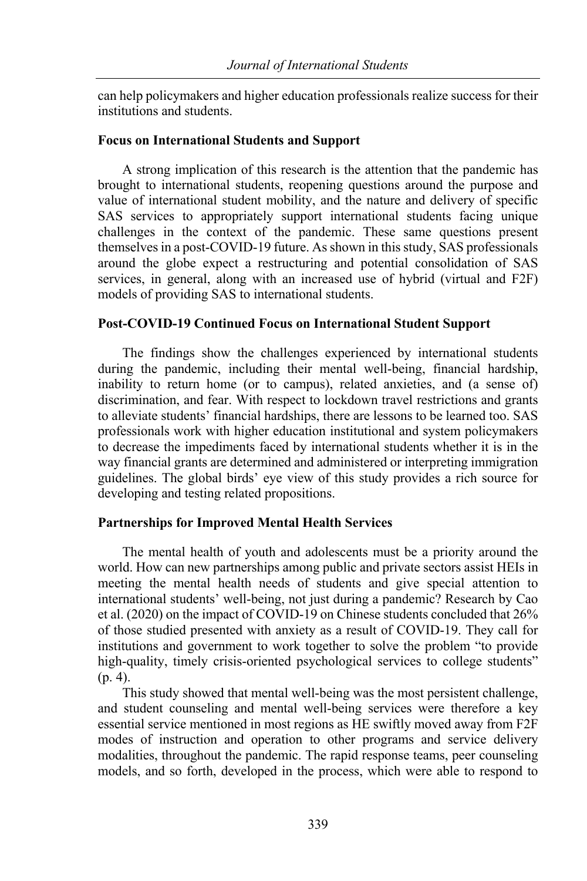can help policymakers and higher education professionals realize success for their institutions and students.

### Focus on International Students and Support

A strong implication of this research is the attention that the pandemic has brought to international students, reopening questions around the purpose and value of international student mobility, and the nature and delivery of specific SAS services to appropriately support international students facing unique challenges in the context of the pandemic. These same questions present themselves in a post-COVID-19 future. As shown in this study, SAS professionals around the globe expect a restructuring and potential consolidation of SAS services, in general, along with an increased use of hybrid (virtual and F2F) models of providing SAS to international students.

### Post-COVID-19 Continued Focus on International Student Support

The findings show the challenges experienced by international students during the pandemic, including their mental well-being, financial hardship, inability to return home (or to campus), related anxieties, and (a sense of) discrimination, and fear. With respect to lockdown travel restrictions and grants to alleviate students' financial hardships, there are lessons to be learned too. SAS professionals work with higher education institutional and system policymakers to decrease the impediments faced by international students whether it is in the way financial grants are determined and administered or interpreting immigration guidelines. The global birds' eye view of this study provides a rich source for developing and testing related propositions.

### Partnerships for Improved Mental Health Services

The mental health of youth and adolescents must be a priority around the world. How can new partnerships among public and private sectors assist HEIs in meeting the mental health needs of students and give special attention to international students' well-being, not just during a pandemic? Research by Cao et al. (2020) on the impact of COVID-19 on Chinese students concluded that 26% of those studied presented with anxiety as a result of COVID-19. They call for institutions and government to work together to solve the problem "to provide high-quality, timely crisis-oriented psychological services to college students" (p. 4).

This study showed that mental well-being was the most persistent challenge, and student counseling and mental well-being services were therefore a key essential service mentioned in most regions as HE swiftly moved away from F2F modes of instruction and operation to other programs and service delivery modalities, throughout the pandemic. The rapid response teams, peer counseling models, and so forth, developed in the process, which were able to respond to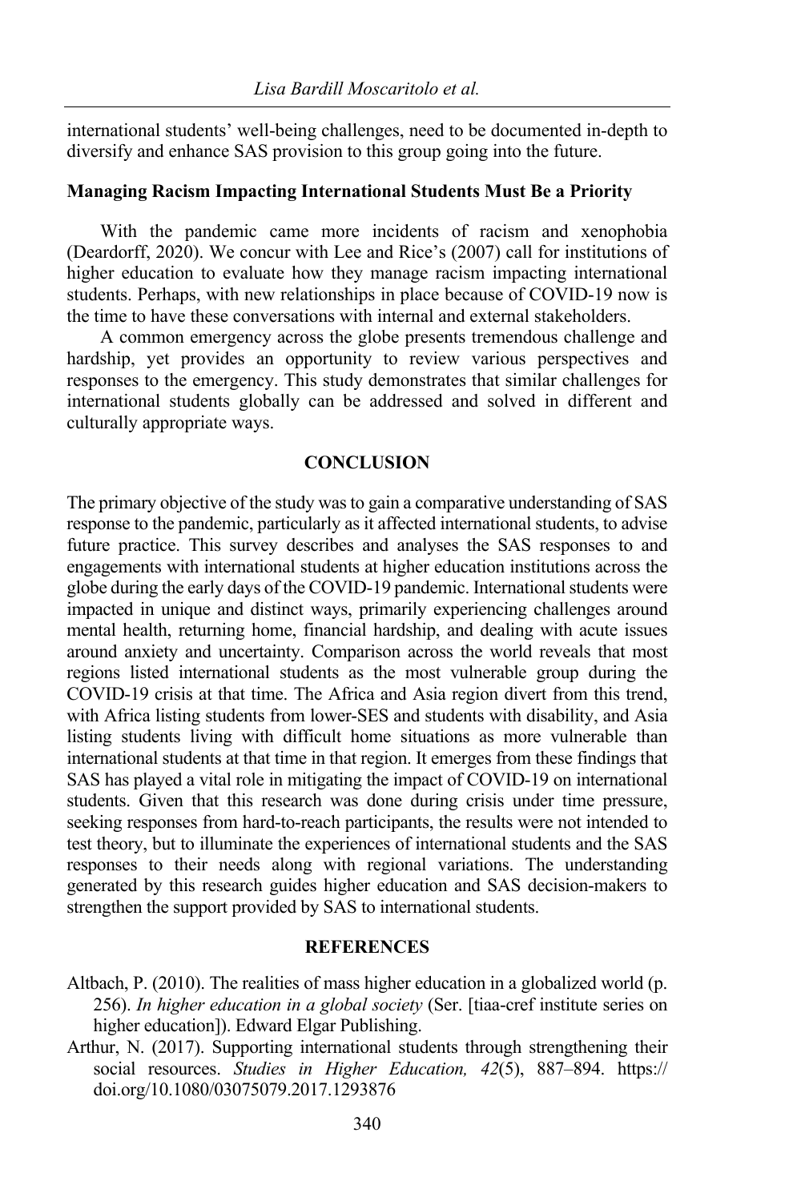international students' well-being challenges, need to be documented in-depth to diversify and enhance SAS provision to this group going into the future.

### Managing Racism Impacting International Students Must Be a Priority

With the pandemic came more incidents of racism and xenophobia (Deardorff, 2020). We concur with Lee and Rice's (2007) call for institutions of higher education to evaluate how they manage racism impacting international students. Perhaps, with new relationships in place because of COVID-19 now is the time to have these conversations with internal and external stakeholders.

A common emergency across the globe presents tremendous challenge and hardship, yet provides an opportunity to review various perspectives and responses to the emergency. This study demonstrates that similar challenges for international students globally can be addressed and solved in different and culturally appropriate ways.

## CONCLUSION

The primary objective of the study was to gain a comparative understanding of SAS response to the pandemic, particularly as it affected international students, to advise future practice. This survey describes and analyses the SAS responses to and engagements with international students at higher education institutions across the globe during the early days of the COVID-19 pandemic. International students were impacted in unique and distinct ways, primarily experiencing challenges around mental health, returning home, financial hardship, and dealing with acute issues around anxiety and uncertainty. Comparison across the world reveals that most regions listed international students as the most vulnerable group during the COVID-19 crisis at that time. The Africa and Asia region divert from this trend, with Africa listing students from lower-SES and students with disability, and Asia listing students living with difficult home situations as more vulnerable than international students at that time in that region. It emerges from these findings that SAS has played a vital role in mitigating the impact of COVID-19 on international students. Given that this research was done during crisis under time pressure, seeking responses from hard-to-reach participants, the results were not intended to test theory, but to illuminate the experiences of international students and the SAS responses to their needs along with regional variations. The understanding generated by this research guides higher education and SAS decision-makers to strengthen the support provided by SAS to international students.

## REFERENCES

Altbach, P. (2010). The realities of mass higher education in a globalized world (p. 256). *In higher education in a global society* (Ser. [tiaa-cref institute series on higher education]). Edward Elgar Publishing.

Arthur, N. (2017). Supporting international students through strengthening their social resources. *Studies in Higher Education, 42*(5), 887–894. https://doi.org/10.1080/03075079.2017.1293876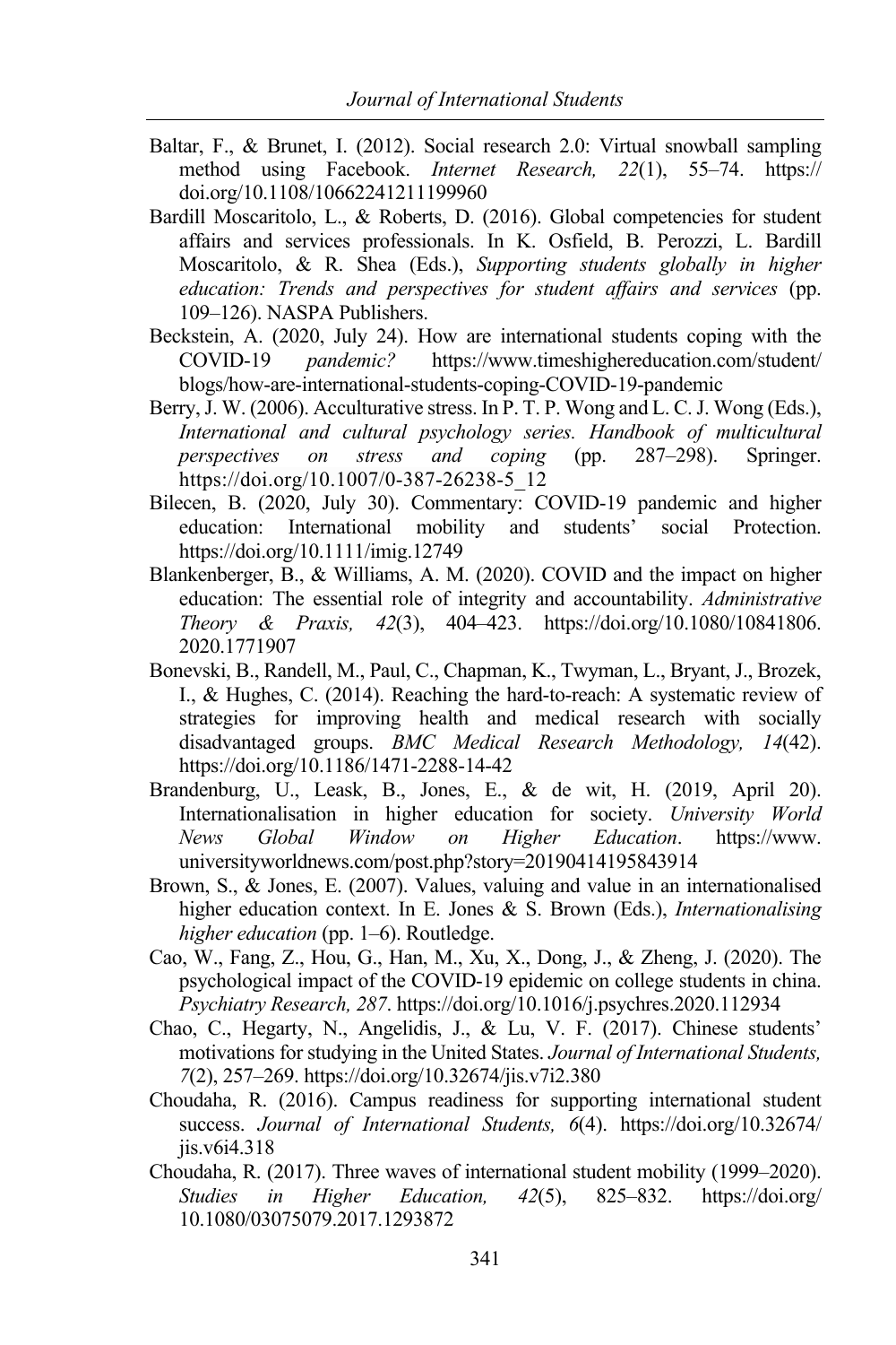Baltar, F., & Brunet, I. (2012). Social research 2.0: Virtual snowball sampling method using Facebook. *Internet Research, 22*(1), 55–74. https://doi.org/10.1108/10662241211199960

Bardill Moscaritolo, L., & Roberts, D. (2016). Global competencies for student affairs and services professionals. In K. Osfield, B. Perozzi, L. Bardill Moscaritolo, & R. Shea (Eds.), *Supporting students globally in higher education: Trends and perspectives for student affairs and services* (pp. 109–126). NASPA Publishers.

Beckstein, A. (2020, July 24). How are international students coping with the COVID-19 *pandemic?* https://www.timeshighereducation.com/student/blogs/how-are-international-students-coping-COVID-19-pandemic

Berry, J. W. (2006). Acculturative stress. In P. T. P. Wong and L. C. J. Wong (Eds.), *International and cultural psychology series. Handbook of multicultural perspectives on stress and coping* (pp. 287–298). Springer. https://doi.org/10.1007/0-387-26238-5_12

Bilecen, B. (2020, July 30). Commentary: COVID-19 pandemic and higher education: International mobility and students' social Protection. https://doi.org/10.1111/imig.12749

Blankenberger, B., & Williams, A. M. (2020). COVID and the impact on higher education: The essential role of integrity and accountability. *Administrative Theory & Praxis, 42*(3), 404–423. https://doi.org/10.1080/10841806.2020.1771907

Bonevski, B., Randell, M., Paul, C., Chapman, K., Twyman, L., Bryant, J., Brozek, I., & Hughes, C. (2014). Reaching the hard-to-reach: A systematic review of strategies for improving health and medical research with socially disadvantaged groups. *BMC Medical Research Methodology, 14*(42). https://doi.org/10.1186/1471-2288-14-42

Brandenburg, U., Leask, B., Jones, E., & de wit, H. (2019, April 20). Internationalisation in higher education for society. *University World News Global Window on Higher Education*. https://www.universityworldnews.com/post.php?story=20190414195843914

Brown, S., & Jones, E. (2007). Values, valuing and value in an internationalised higher education context. In E. Jones & S. Brown (Eds.), *Internationalising higher education* (pp. 1–6). Routledge.

Cao, W., Fang, Z., Hou, G., Han, M., Xu, X., Dong, J., & Zheng, J. (2020). The psychological impact of the COVID-19 epidemic on college students in china. *Psychiatry Research, 287*. https://doi.org/10.1016/j.psychres.2020.112934

Chao, C., Hegarty, N., Angelidis, J., & Lu, V. F. (2017). Chinese students' motivations for studying in the United States. *Journal of International Students, 7*(2), 257–269. https://doi.org/10.32674/jis.v7i2.380

Choudaha, R. (2016). Campus readiness for supporting international student success. *Journal of International Students, 6*(4). https://doi.org/10.32674/jis.v6i4.318

Choudaha, R. (2017). Three waves of international student mobility (1999–2020). *Studies in Higher Education, 42*(5), 825–832. https://doi.org/10.1080/03075079.2017.1293872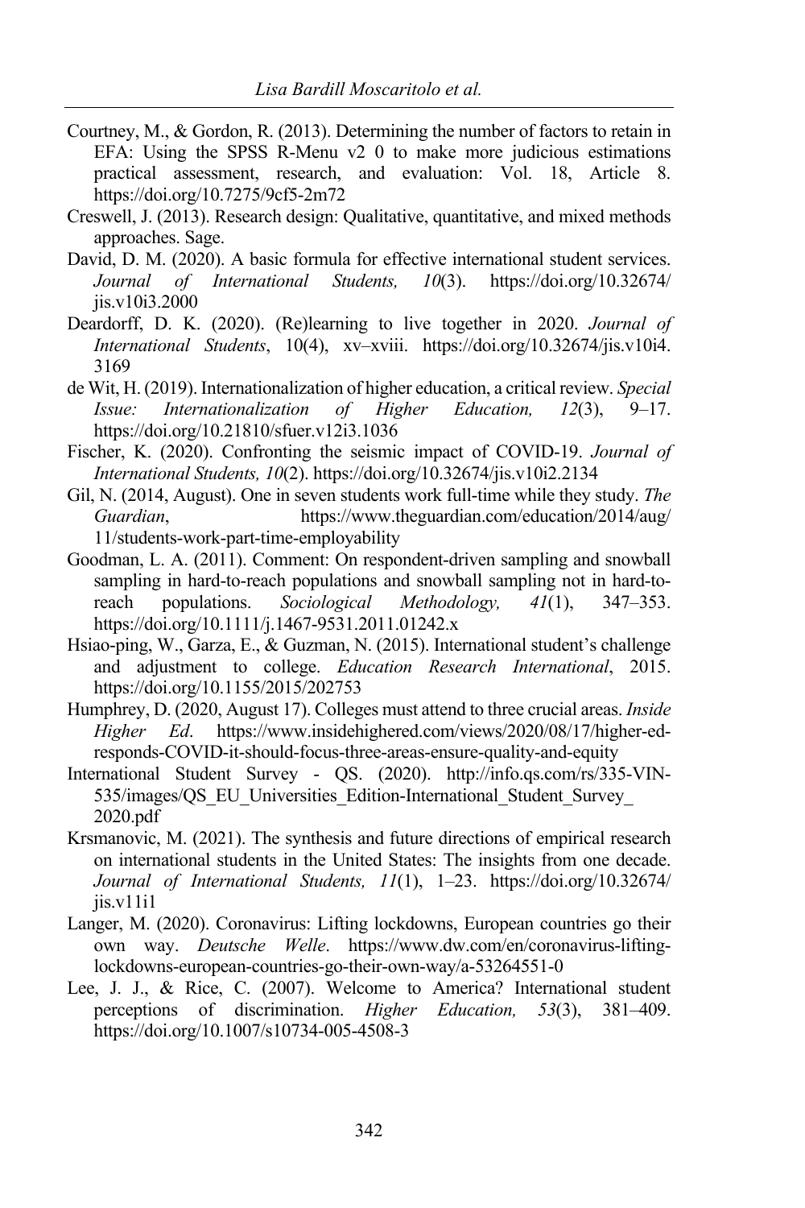Courtney, M., & Gordon, R. (2013). Determining the number of factors to retain in EFA: Using the SPSS R-Menu v2 0 to make more judicious estimations practical assessment, research, and evaluation: Vol. 18, Article 8. https://doi.org/10.7275/9cf5-2m72

Creswell, J. (2013). Research design: Qualitative, quantitative, and mixed methods approaches. Sage.

David, D. M. (2020). A basic formula for effective international student services. *Journal of International Students, 10*(3). https://doi.org/10.32674/jis.v10i3.2000

Deardorff, D. K. (2020). (Re)learning to live together in 2020. *Journal of International Students*, 10(4), xv–xviii. https://doi.org/10.32674/jis.v10i4.3169

de Wit, H. (2019). Internationalization of higher education, a critical review. *Special Issue: Internationalization of Higher Education, 12*(3), 9–17. https://doi.org/10.21810/sfuer.v12i3.1036

Fischer, K. (2020). Confronting the seismic impact of COVID-19. *Journal of International Students, 10*(2). https://doi.org/10.32674/jis.v10i2.2134

Gil, N. (2014, August). One in seven students work full-time while they study. *The Guardian*, https://www.theguardian.com/education/2014/aug/11/students-work-part-time-employability

Goodman, L. A. (2011). Comment: On respondent-driven sampling and snowball sampling in hard-to-reach populations and snowball sampling not in hard-to-reach populations. *Sociological Methodology, 41*(1), 347–353. https://doi.org/10.1111/j.1467-9531.2011.01242.x

Hsiao-ping, W., Garza, E., & Guzman, N. (2015). International student's challenge and adjustment to college. *Education Research International*, 2015. https://doi.org/10.1155/2015/202753

Humphrey, D. (2020, August 17). Colleges must attend to three crucial areas. *Inside Higher Ed*. https://www.insidehighered.com/views/2020/08/17/higher-ed-responds-COVID-it-should-focus-three-areas-ensure-quality-and-equity

International Student Survey - QS. (2020). http://info.qs.com/rs/335-VIN-535/images/QS_EU_Universities_Edition-International_Student_Survey_2020.pdf

Krsmanovic, M. (2021). The synthesis and future directions of empirical research on international students in the United States: The insights from one decade. *Journal of International Students, 11*(1), 1–23. https://doi.org/10.32674/jis.v11i1

Langer, M. (2020). Coronavirus: Lifting lockdowns, European countries go their own way. *Deutsche Welle*. https://www.dw.com/en/coronavirus-lifting-lockdowns-european-countries-go-their-own-way/a-53264551-0

Lee, J. J., & Rice, C. (2007). Welcome to America? International student perceptions of discrimination. *Higher Education, 53*(3), 381–409. https://doi.org/10.1007/s10734-005-4508-3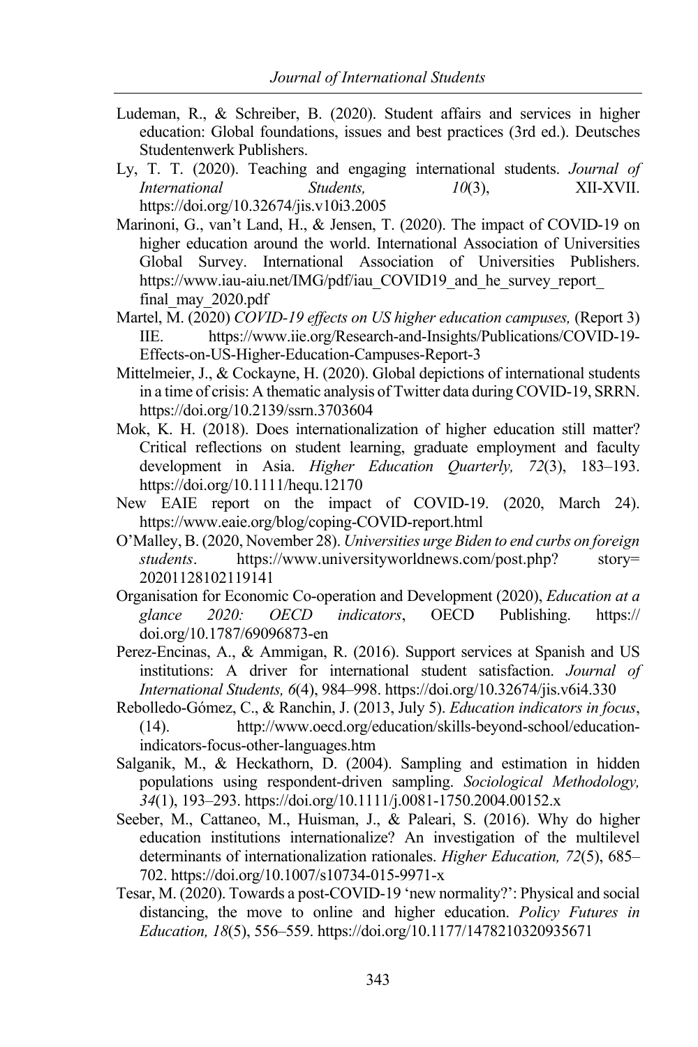Ludeman, R., & Schreiber, B. (2020). Student affairs and services in higher education: Global foundations, issues and best practices (3rd ed.). Deutsches Studentenwerk Publishers.

Ly, T. T. (2020). Teaching and engaging international students. *Journal of International Students, 10*(3), XII-XVII. https://doi.org/10.32674/jis.v10i3.2005

Marinoni, G., van't Land, H., & Jensen, T. (2020). The impact of COVID-19 on higher education around the world. International Association of Universities Global Survey. International Association of Universities Publishers. https://www.iau-aiu.net/IMG/pdf/iau_COVID19_and_he_survey_report_final_may_2020.pdf

Martel, M. (2020) *COVID-19 effects on US higher education campuses,* (Report 3) IIE. https://www.iie.org/Research-and-Insights/Publications/COVID-19-Effects-on-US-Higher-Education-Campuses-Report-3

Mittelmeier, J., & Cockayne, H. (2020). Global depictions of international students in a time of crisis: A thematic analysis of Twitter data during COVID-19, SRRN. https://doi.org/10.2139/ssrn.3703604

Mok, K. H. (2018). Does internationalization of higher education still matter? Critical reflections on student learning, graduate employment and faculty development in Asia. *Higher Education Quarterly, 72*(3), 183–193. https://doi.org/10.1111/hequ.12170

New EAIE report on the impact of COVID-19. (2020, March 24). https://www.eaie.org/blog/coping-COVID-report.html

O'Malley, B. (2020, November 28). *Universities urge Biden to end curbs on foreign students*. https://www.universityworldnews.com/post.php? story= 20201128102119141

Organisation for Economic Co-operation and Development (2020), *Education at a glance 2020: OECD indicators*, OECD Publishing. https:// doi.org/10.1787/69096873-en

Perez-Encinas, A., & Ammigan, R. (2016). Support services at Spanish and US institutions: A driver for international student satisfaction. *Journal of International Students, 6*(4), 984–998. https://doi.org/10.32674/jis.v6i4.330

Rebolledo-Gómez, C., & Ranchin, J. (2013, July 5). *Education indicators in focus*, (14). http://www.oecd.org/education/skills-beyond-school/education-indicators-focus-other-languages.htm

Salganik, M., & Heckathorn, D. (2004). Sampling and estimation in hidden populations using respondent-driven sampling. *Sociological Methodology, 34*(1), 193–293. https://doi.org/10.1111/j.0081-1750.2004.00152.x

Seeber, M., Cattaneo, M., Huisman, J., & Paleari, S. (2016). Why do higher education institutions internationalize? An investigation of the multilevel determinants of internationalization rationales. *Higher Education, 72*(5), 685–702. https://doi.org/10.1007/s10734-015-9971-x

Tesar, M. (2020). Towards a post-COVID-19 'new normality?': Physical and social distancing, the move to online and higher education. *Policy Futures in Education, 18*(5), 556–559. https://doi.org/10.1177/1478210320935671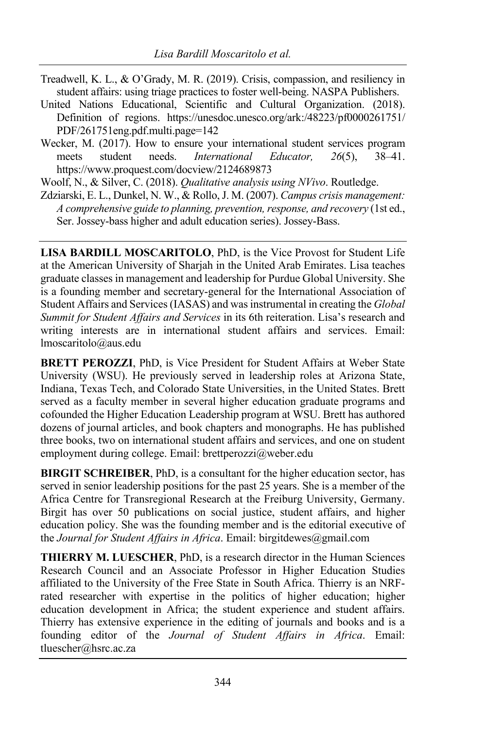Treadwell, K. L., & O'Grady, M. R. (2019). Crisis, compassion, and resiliency in student affairs: using triage practices to foster well-being. NASPA Publishers.

United Nations Educational, Scientific and Cultural Organization. (2018). Definition of regions. https://unesdoc.unesco.org/ark:/48223/pf0000261751/PDF/261751eng.pdf.multi.page=142

Wecker, M. (2017). How to ensure your international student services program meets student needs. *International Educator, 26*(5), 38–41. https://www.proquest.com/docview/2124689873

Woolf, N., & Silver, C. (2018). *Qualitative analysis using NVivo*. Routledge.

Zdziarski, E. L., Dunkel, N. W., & Rollo, J. M. (2007). *Campus crisis management: A comprehensive guide to planning, prevention, response, and recovery* (1st ed., Ser. Jossey-bass higher and adult education series). Jossey-Bass.

---

**LISA BARDILL MOSCARITOLO**, PhD, is the Vice Provost for Student Life at the American University of Sharjah in the United Arab Emirates. Lisa teaches graduate classes in management and leadership for Purdue Global University. She is a founding member and secretary-general for the International Association of Student Affairs and Services (IASAS) and was instrumental in creating the *Global Summit for Student Affairs and Services* in its 6th reiteration. Lisa's research and writing interests are in international student affairs and services. Email: lmoscaritolo@aus.edu

**BRETT PEROZZI**, PhD, is Vice President for Student Affairs at Weber State University (WSU). He previously served in leadership roles at Arizona State, Indiana, Texas Tech, and Colorado State Universities, in the United States. Brett served as a faculty member in several higher education graduate programs and cofounded the Higher Education Leadership program at WSU. Brett has authored dozens of journal articles, and book chapters and monographs. He has published three books, two on international student affairs and services, and one on student employment during college. Email: brettperozzi@weber.edu

**BIRGIT SCHREIBER**, PhD, is a consultant for the higher education sector, has served in senior leadership positions for the past 25 years. She is a member of the Africa Centre for Transregional Research at the Freiburg University, Germany. Birgit has over 50 publications on social justice, student affairs, and higher education policy. She was the founding member and is the editorial executive of the *Journal for Student Affairs in Africa*. Email: birgitdewes@gmail.com

**THIERRY M. LUESCHER**, PhD, is a research director in the Human Sciences Research Council and an Associate Professor in Higher Education Studies affiliated to the University of the Free State in South Africa. Thierry is an NRF-rated researcher with expertise in the politics of higher education; higher education development in Africa; the student experience and student affairs. Thierry has extensive experience in the editing of journals and books and is a founding editor of the *Journal of Student Affairs in Africa*. Email: tluescher@hsrc.ac.za